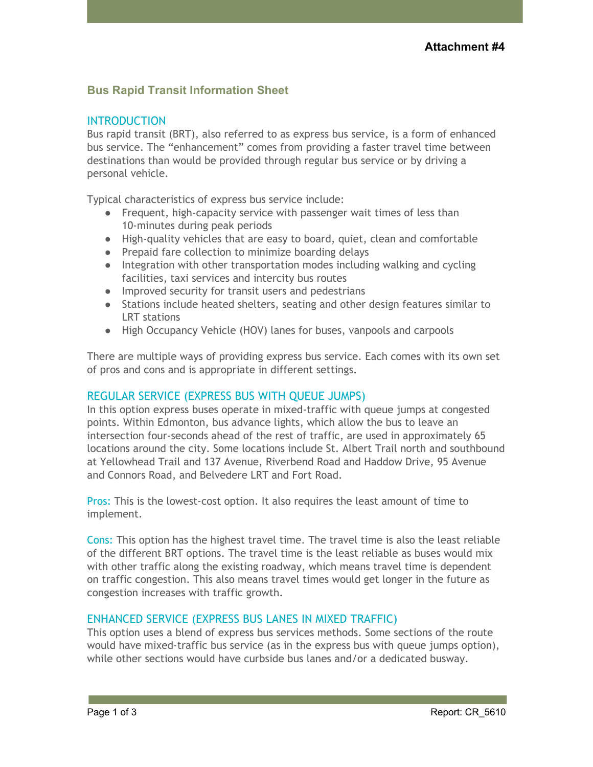**Attachment #4**

# Bus Rapid Transit Information Sheet

## INTRODUCTION

Bus rapid transit (BRT), also referred to as express bus service, is a form of enhanced bus service. The “enhancement” comes from providing a faster travel time between destinations than would be provided through regular bus service or by driving a personal vehicle.

Typical characteristics of express bus service include:

- Frequent, high-capacity service with passenger wait times of less than 10-minutes during peak periods
- High-quality vehicles that are easy to board, quiet, clean and comfortable
- Prepaid fare collection to minimize boarding delays
- Integration with other transportation modes including walking and cycling facilities, taxi services and intercity bus routes
- Improved security for transit users and pedestrians
- Stations include heated shelters, seating and other design features similar to LRT stations
- High Occupancy Vehicle (HOV) lanes for buses, vanpools and carpools

There are multiple ways of providing express bus service. Each comes with its own set of pros and cons and is appropriate in different settings.

## REGULAR SERVICE (EXPRESS BUS WITH QUEUE JUMPS)

In this option express buses operate in mixed-traffic with queue jumps at congested points. Within Edmonton, bus advance lights, which allow the bus to leave an intersection four-seconds ahead of the rest of traffic, are used in approximately 65 locations around the city. Some locations include St. Albert Trail north and southbound at Yellowhead Trail and 137 Avenue, Riverbend Road and Haddow Drive, 95 Avenue and Connors Road, and Belvedere LRT and Fort Road.

Pros: This is the lowest-cost option. It also requires the least amount of time to implement.

Cons: This option has the highest travel time. The travel time is also the least reliable of the different BRT options. The travel time is the least reliable as buses would mix with other traffic along the existing roadway, which means travel time is dependent on traffic congestion. This also means travel times would get longer in the future as congestion increases with traffic growth.

## ENHANCED SERVICE (EXPRESS BUS LANES IN MIXED TRAFFIC)

This option uses a blend of express bus services methods. Some sections of the route would have mixed-traffic bus service (as in the express bus with queue jumps option), while other sections would have curbside bus lanes and/or a dedicated busway.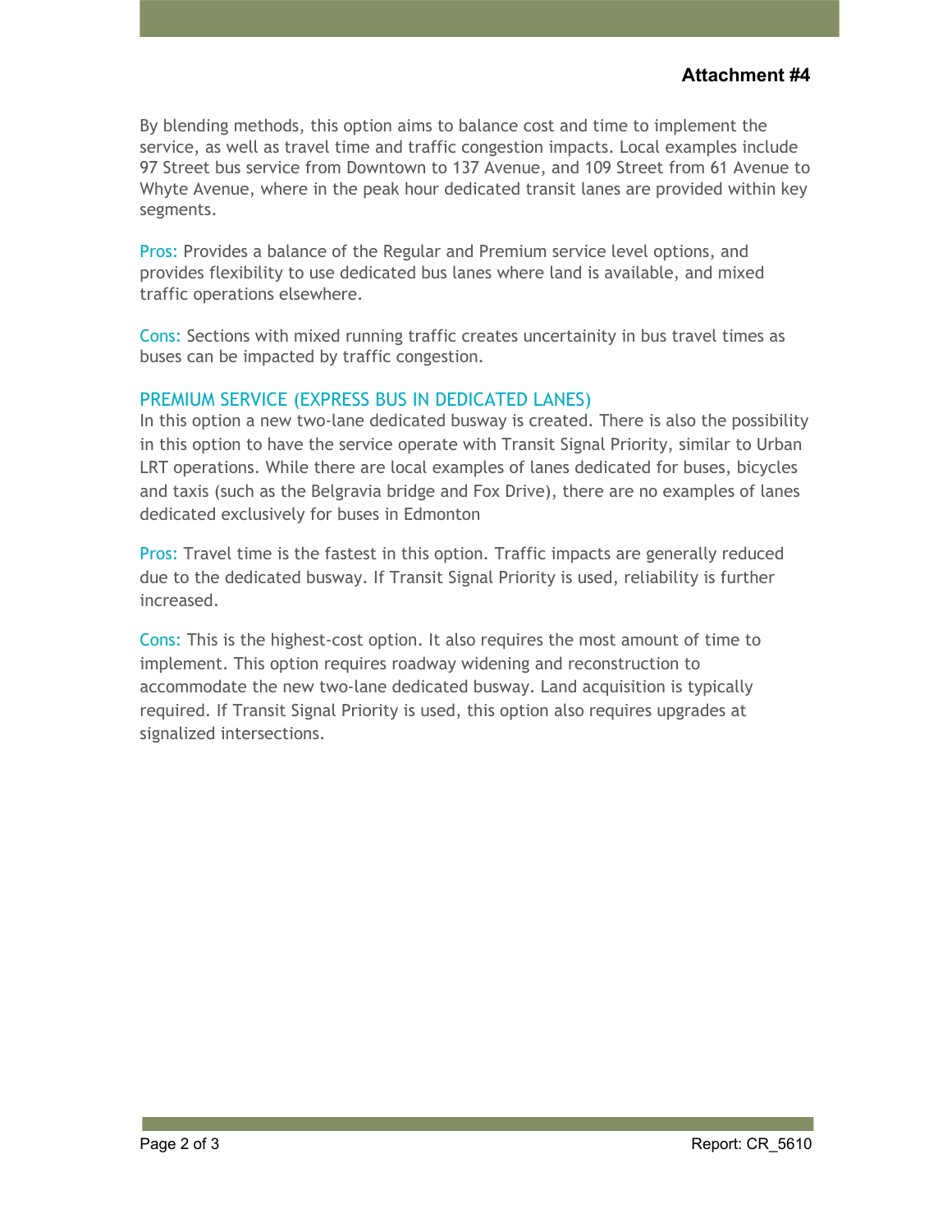**Attachment #4**

By blending methods, this option aims to balance cost and time to implement the service, as well as travel time and traffic congestion impacts. Local examples include 97 Street bus service from Downtown to 137 Avenue, and 109 Street from 61 Avenue to Whyte Avenue, where in the peak hour dedicated transit lanes are provided within key segments.

Pros: Provides a balance of the Regular and Premium service level options, and provides flexibility to use dedicated bus lanes where land is available, and mixed traffic operations elsewhere.

Cons: Sections with mixed running traffic creates uncertainity in bus travel times as buses can be impacted by traffic congestion.

## PREMIUM SERVICE (EXPRESS BUS IN DEDICATED LANES)

In this option a new two-lane dedicated busway is created. There is also the possibility in this option to have the service operate with Transit Signal Priority, similar to Urban LRT operations. While there are local examples of lanes dedicated for buses, bicycles and taxis (such as the Belgravia bridge and Fox Drive), there are no examples of lanes dedicated exclusively for buses in Edmonton

Pros: Travel time is the fastest in this option. Traffic impacts are generally reduced due to the dedicated busway. If Transit Signal Priority is used, reliability is further increased.

Cons: This is the highest-cost option. It also requires the most amount of time to implement. This option requires roadway widening and reconstruction to accommodate the new two-lane dedicated busway. Land acquisition is typically required. If Transit Signal Priority is used, this option also requires upgrades at signalized intersections.

Report: CR_5610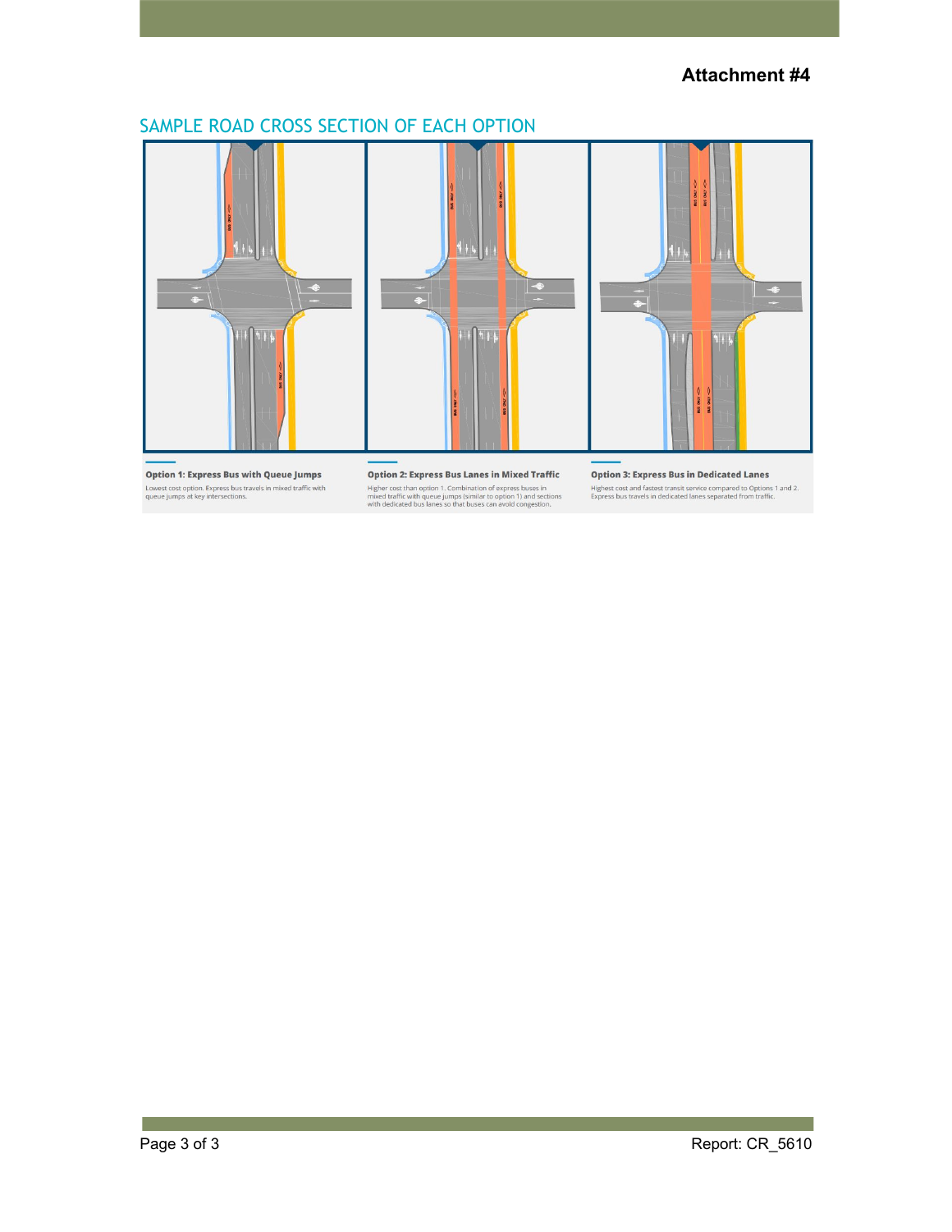**Attachment #4**

## SAMPLE ROAD CROSS SECTION OF EACH OPTION

**Option 1: Express Bus with Queue Jumps**

Lowest cost option. Express bus travels in mixed traffic with queue jumps at key intersections.

**Option 2: Express Bus Lanes in Mixed Traffic**

Higher cost than option 1. Combination of express buses in mixed traffic with queue jumps (similar to option 1) and sections with dedicated bus lanes so that buses can avoid congestion.

**Option 3: Express Bus in Dedicated Lanes**

Highest cost and fastest transit service compared to Options 1 and 2. Express bus travels in dedicated lanes separated from traffic.

Report: CR_5610